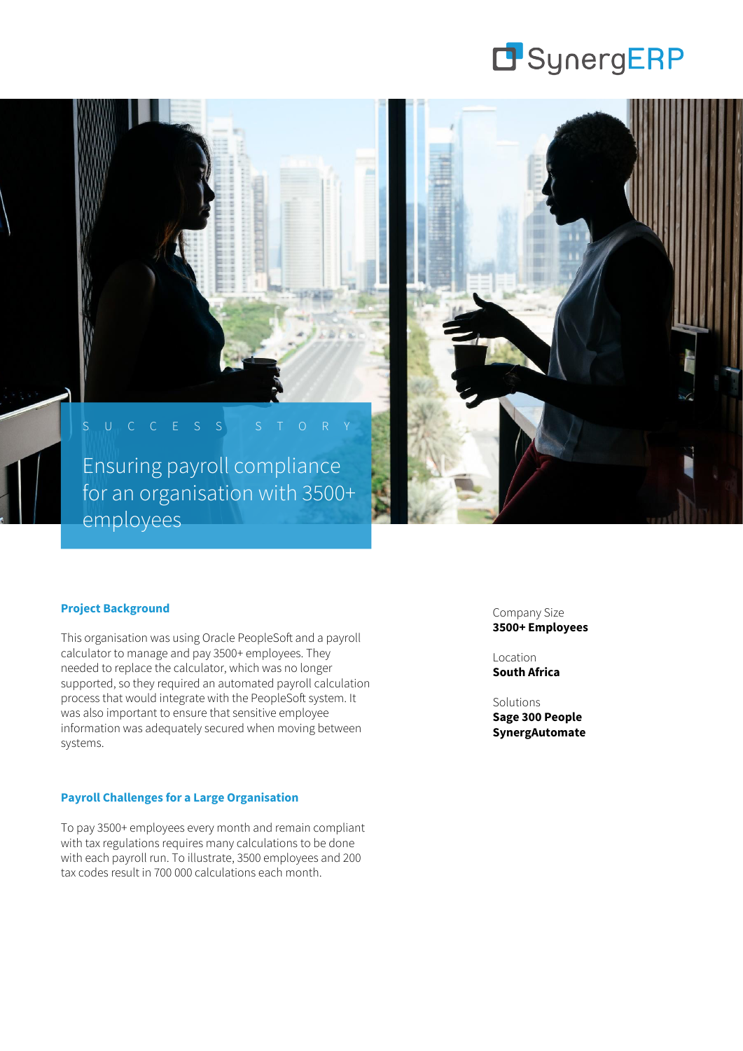SynergERP

SUCCESS STORY

# Ensuring payroll compliance for an organisation with 3500+ employees

Company Size
**3500+ Employees**

Location
**South Africa**

Solutions
**Sage 300 People**
**SynergAutomate**

## Project Background

This organisation was using Oracle PeopleSoft and a payroll calculator to manage and pay 3500+ employees. They needed to replace the calculator, which was no longer supported, so they required an automated payroll calculation process that would integrate with the PeopleSoft system. It was also important to ensure that sensitive employee information was adequately secured when moving between systems.

## Payroll Challenges for a Large Organisation

To pay 3500+ employees every month and remain compliant with tax regulations requires many calculations to be done with each payroll run. To illustrate, 3500 employees and 200 tax codes result in 700 000 calculations each month.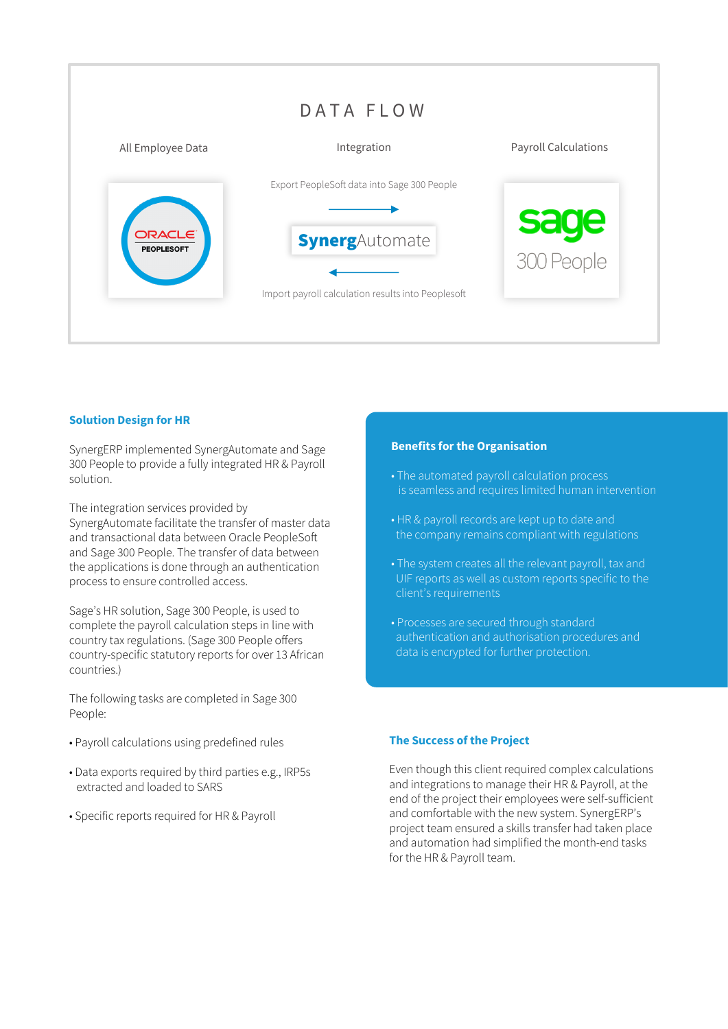## DATA FLOW

All Employee Data | Integration | Payroll Calculations

ORACLE PEOPLESOFT

Export PeopleSoft data into Sage 300 People

SynergAutomate

Import payroll calculation results into Peoplesoft

sage 300 People

### Solution Design for HR

SynergERP implemented SynergAutomate and Sage 300 People to provide a fully integrated HR & Payroll solution.

The integration services provided by SynergAutomate facilitate the transfer of master data and transactional data between Oracle PeopleSoft and Sage 300 People. The transfer of data between the applications is done through an authentication process to ensure controlled access.

Sage's HR solution, Sage 300 People, is used to complete the payroll calculation steps in line with country tax regulations. (Sage 300 People offers country-specific statutory reports for over 13 African countries.)

The following tasks are completed in Sage 300 People:

- Payroll calculations using predefined rules
- Data exports required by third parties e.g., IRP5s extracted and loaded to SARS
- Specific reports required for HR & Payroll

### Benefits for the Organisation

- The automated payroll calculation process is seamless and requires limited human intervention
- HR & payroll records are kept up to date and the company remains compliant with regulations
- The system creates all the relevant payroll, tax and UIF reports as well as custom reports specific to the client's requirements
- Processes are secured through standard authentication and authorisation procedures and data is encrypted for further protection.

### The Success of the Project

Even though this client required complex calculations and integrations to manage their HR & Payroll, at the end of the project their employees were self-sufficient and comfortable with the new system. SynergERP's project team ensured a skills transfer had taken place and automation had simplified the month-end tasks for the HR & Payroll team.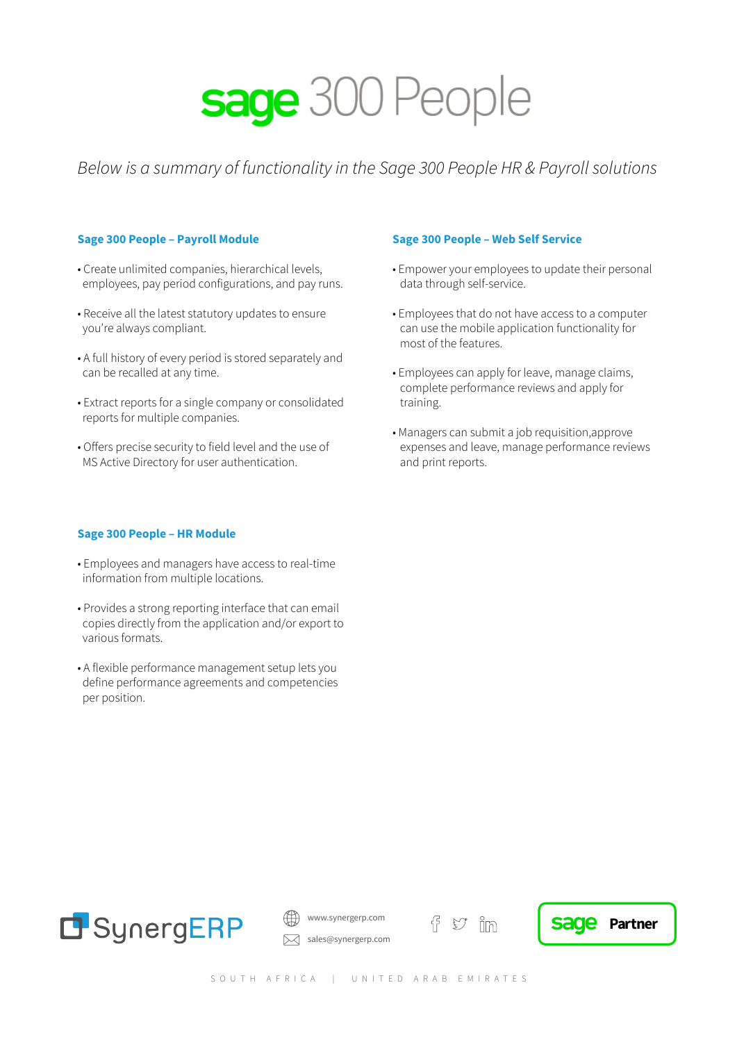# sage 300 People

*Below is a summary of functionality in the Sage 300 People HR & Payroll solutions*

### Sage 300 People – Payroll Module

- Create unlimited companies, hierarchical levels, employees, pay period configurations, and pay runs.
- Receive all the latest statutory updates to ensure you're always compliant.
- A full history of every period is stored separately and can be recalled at any time.
- Extract reports for a single company or consolidated reports for multiple companies.
- Offers precise security to field level and the use of MS Active Directory for user authentication.

### Sage 300 People – HR Module

- Employees and managers have access to real-time information from multiple locations.
- Provides a strong reporting interface that can email copies directly from the application and/or export to various formats.
- A flexible performance management setup lets you define performance agreements and competencies per position.

### Sage 300 People – Web Self Service

- Empower your employees to update their personal data through self-service.
- Employees that do not have access to a computer can use the mobile application functionality for most of the features.
- Employees can apply for leave, manage claims, complete performance reviews and apply for training.
- Managers can submit a job requisition,approve expenses and leave, manage performance reviews and print reports.

SynergERP

www.synergerp.com

sales@synergerp.com

sage Partner

SOUTH AFRICA | UNITED ARAB EMIRATES